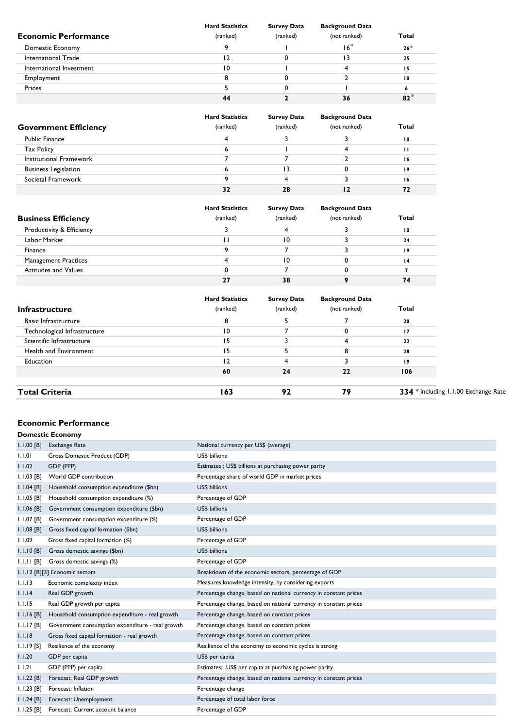| Economic Performance | Hard Statistics (ranked) | Survey Data (ranked) | Background Data (not ranked) | Total |
|---|---|---|---|---|
| Domestic Economy | 9 | 1 | 16* | 26* |
| International Trade | 12 | 0 | 13 | 25 |
| International Investment | 10 | 1 | 4 | 15 |
| Employment | 8 | 0 | 2 | 10 |
| Prices | 5 | 0 | 1 | 6 |
| | **44** | **2** | **36** | **82*** |

| Government Efficiency | Hard Statistics (ranked) | Survey Data (ranked) | Background Data (not ranked) | Total |
|---|---|---|---|---|
| Public Finance | 4 | 3 | 3 | 10 |
| Tax Policy | 6 | 1 | 4 | 11 |
| Institutional Framework | 7 | 7 | 2 | 16 |
| Business Legislation | 6 | 13 | 0 | 19 |
| Societal Framework | 9 | 4 | 3 | 16 |
| | **32** | **28** | **12** | **72** |

| Business Efficiency | Hard Statistics (ranked) | Survey Data (ranked) | Background Data (not ranked) | Total |
|---|---|---|---|---|
| Productivity & Efficiency | 3 | 4 | 3 | 10 |
| Labor Market | 11 | 10 | 3 | 24 |
| Finance | 9 | 7 | 3 | 19 |
| Management Practices | 4 | 10 | 0 | 14 |
| Attitudes and Values | 0 | 7 | 0 | 7 |
| | **27** | **38** | **9** | **74** |

| Infrastructure | Hard Statistics (ranked) | Survey Data (ranked) | Background Data (not ranked) | Total |
|---|---|---|---|---|
| Basic Infrastructure | 8 | 5 | 7 | 20 |
| Technological Infrastructure | 10 | 7 | 0 | 17 |
| Scientific Infrastructure | 15 | 3 | 4 | 22 |
| Health and Environment | 15 | 5 | 8 | 28 |
| Education | 12 | 4 | 3 | 19 |
| | **60** | **24** | **22** | **106** |

| **Total Criteria** | **163** | **92** | **79** | **334** * including 1.1.00 Exchange Rate |
|---|---|---|---|---|

## Economic Performance

### Domestic Economy

| Code | Criterion | Description |
|---|---|---|
| 1.1.00 [B] | Exchange Rate | National currency per US$ (average) |
| 1.1.01 | Gross Domestic Product (GDP) | US$ billions |
| 1.1.02 | GDP (PPP) | Estimates ; US$ billions at purchasing power parity |
| 1.1.03 [B] | World GDP contribution | Percentage share of world GDP in market prices |
| 1.1.04 [B] | Household consumption expenditure ($bn) | US$ billions |
| 1.1.05 [B] | Household consumption expenditure (%) | Percentage of GDP |
| 1.1.06 [B] | Government consumption expenditure ($bn) | US$ billions |
| 1.1.07 [B] | Government consumption expenditure (%) | Percentage of GDP |
| 1.1.08 [B] | Gross fixed capital formation ($bn) | US$ billions |
| 1.1.09 | Gross fixed capital formation (%) | Percentage of GDP |
| 1.1.10 [B] | Gross domestic savings ($bn) | US$ billions |
| 1.1.11 [B] | Gross domestic savings (%) | Percentage of GDP |
| 1.1.12 [B][3] | Economic sectors | Breakdown of the economic sectors, percentage of GDP |
| 1.1.13 | Economic complexity index | Measures knowledge intensity, by considering exports |
| 1.1.14 | Real GDP growth | Percentage change, based on national currency in constant prices |
| 1.1.15 | Real GDP growth per capita | Percentage change, based on national currency in constant prices |
| 1.1.16 [B] | Household consumption expenditure - real growth | Percentage change, based on constant prices |
| 1.1.17 [B] | Government consumption expenditure - real growth | Percentage change, based on constant prices |
| 1.1.18 | Gross fixed capital formation - real growth | Percentage change, based on constant prices |
| 1.1.19 [S] | Resilience of the economy | Resilience of the economy to economic cycles is strong |
| 1.1.20 | GDP per capita | US$ per capita |
| 1.1.21 | GDP (PPP) per capita | Estimates; US$ per capita at purchasing power parity |
| 1.1.22 [B] | Forecast: Real GDP growth | Percentage change, based on national currency in constant prices |
| 1.1.23 [B] | Forecast: Inflation | Percentage change |
| 1.1.24 [B] | Forecast: Unemployment | Percentage of total labor force |
| 1.1.25 [B] | Forecast: Current account balance | Percentage of GDP |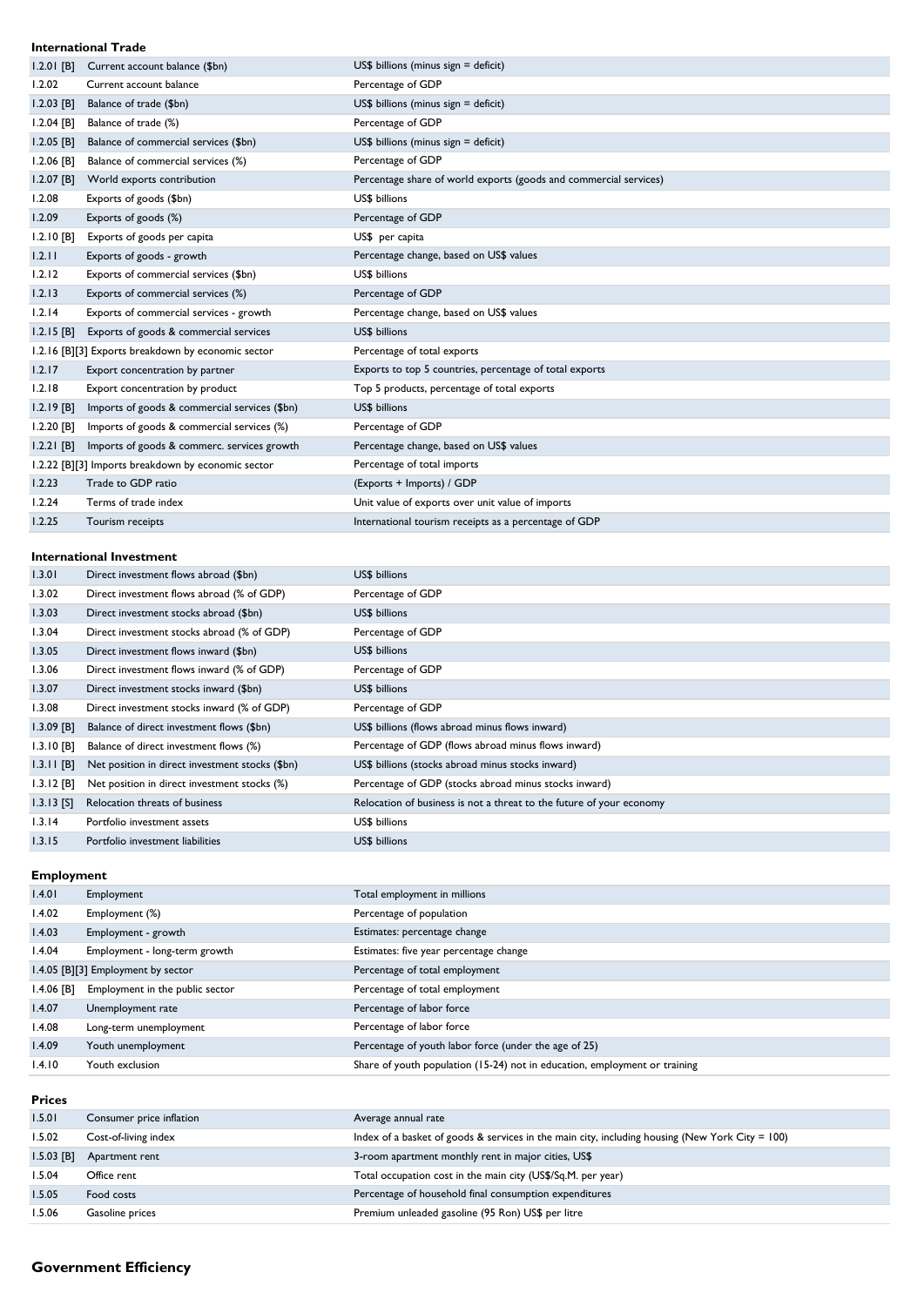### International Trade

| | | |
|---|---|---|
| 1.2.01 [B] | Current account balance ($bn) | US$ billions (minus sign = deficit) |
| 1.2.02 | Current account balance | Percentage of GDP |
| 1.2.03 [B] | Balance of trade ($bn) | US$ billions (minus sign = deficit) |
| 1.2.04 [B] | Balance of trade (%) | Percentage of GDP |
| 1.2.05 [B] | Balance of commercial services ($bn) | US$ billions (minus sign = deficit) |
| 1.2.06 [B] | Balance of commercial services (%) | Percentage of GDP |
| 1.2.07 [B] | World exports contribution | Percentage share of world exports (goods and commercial services) |
| 1.2.08 | Exports of goods ($bn) | US$ billions |
| 1.2.09 | Exports of goods (%) | Percentage of GDP |
| 1.2.10 [B] | Exports of goods per capita | US$ per capita |
| 1.2.11 | Exports of goods - growth | Percentage change, based on US$ values |
| 1.2.12 | Exports of commercial services ($bn) | US$ billions |
| 1.2.13 | Exports of commercial services (%) | Percentage of GDP |
| 1.2.14 | Exports of commercial services - growth | Percentage change, based on US$ values |
| 1.2.15 [B] | Exports of goods & commercial services | US$ billions |
| 1.2.16 [B][3] | Exports breakdown by economic sector | Percentage of total exports |
| 1.2.17 | Export concentration by partner | Exports to top 5 countries, percentage of total exports |
| 1.2.18 | Export concentration by product | Top 5 products, percentage of total exports |
| 1.2.19 [B] | Imports of goods & commercial services ($bn) | US$ billions |
| 1.2.20 [B] | Imports of goods & commercial services (%) | Percentage of GDP |
| 1.2.21 [B] | Imports of goods & commerc. services growth | Percentage change, based on US$ values |
| 1.2.22 [B][3] | Imports breakdown by economic sector | Percentage of total imports |
| 1.2.23 | Trade to GDP ratio | (Exports + Imports) / GDP |
| 1.2.24 | Terms of trade index | Unit value of exports over unit value of imports |
| 1.2.25 | Tourism receipts | International tourism receipts as a percentage of GDP |

### International Investment

| | | |
|---|---|---|
| 1.3.01 | Direct investment flows abroad ($bn) | US$ billions |
| 1.3.02 | Direct investment flows abroad (% of GDP) | Percentage of GDP |
| 1.3.03 | Direct investment stocks abroad ($bn) | US$ billions |
| 1.3.04 | Direct investment stocks abroad (% of GDP) | Percentage of GDP |
| 1.3.05 | Direct investment flows inward ($bn) | US$ billions |
| 1.3.06 | Direct investment flows inward (% of GDP) | Percentage of GDP |
| 1.3.07 | Direct investment stocks inward ($bn) | US$ billions |
| 1.3.08 | Direct investment stocks inward (% of GDP) | Percentage of GDP |
| 1.3.09 [B] | Balance of direct investment flows ($bn) | US$ billions (flows abroad minus flows inward) |
| 1.3.10 [B] | Balance of direct investment flows (%) | Percentage of GDP (flows abroad minus flows inward) |
| 1.3.11 [B] | Net position in direct investment stocks ($bn) | US$ billions (stocks abroad minus stocks inward) |
| 1.3.12 [B] | Net position in direct investment stocks (%) | Percentage of GDP (stocks abroad minus stocks inward) |
| 1.3.13 [S] | Relocation threats of business | Relocation of business is not a threat to the future of your economy |
| 1.3.14 | Portfolio investment assets | US$ billions |
| 1.3.15 | Portfolio investment liabilities | US$ billions |

### Employment

| | | |
|---|---|---|
| 1.4.01 | Employment | Total employment in millions |
| 1.4.02 | Employment (%) | Percentage of population |
| 1.4.03 | Employment - growth | Estimates: percentage change |
| 1.4.04 | Employment - long-term growth | Estimates: five year percentage change |
| 1.4.05 [B][3] | Employment by sector | Percentage of total employment |
| 1.4.06 [B] | Employment in the public sector | Percentage of total employment |
| 1.4.07 | Unemployment rate | Percentage of labor force |
| 1.4.08 | Long-term unemployment | Percentage of labor force |
| 1.4.09 | Youth unemployment | Percentage of youth labor force (under the age of 25) |
| 1.4.10 | Youth exclusion | Share of youth population (15-24) not in education, employment or training |

### Prices

| | | |
|---|---|---|
| 1.5.01 | Consumer price inflation | Average annual rate |
| 1.5.02 | Cost-of-living index | Index of a basket of goods & services in the main city, including housing (New York City = 100) |
| 1.5.03 [B] | Apartment rent | 3-room apartment monthly rent in major cities, US$ |
| 1.5.04 | Office rent | Total occupation cost in the main city (US$/Sq.M. per year) |
| 1.5.05 | Food costs | Percentage of household final consumption expenditures |
| 1.5.06 | Gasoline prices | Premium unleaded gasoline (95 Ron) US$ per litre |

## Government Efficiency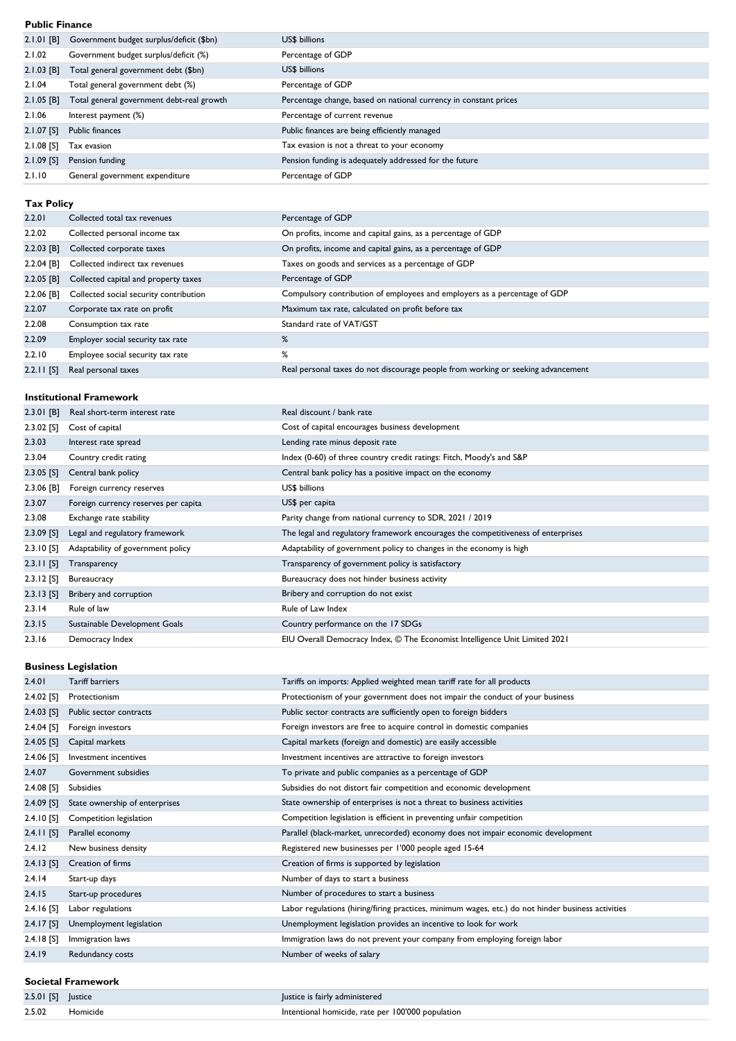### Public Finance

| | | |
|---|---|---|
| 2.1.01 [B] | Government budget surplus/deficit ($bn) | US$ billions |
| 2.1.02 | Government budget surplus/deficit (%) | Percentage of GDP |
| 2.1.03 [B] | Total general government debt ($bn) | US$ billions |
| 2.1.04 | Total general government debt (%) | Percentage of GDP |
| 2.1.05 [B] | Total general government debt-real growth | Percentage change, based on national currency in constant prices |
| 2.1.06 | Interest payment (%) | Percentage of current revenue |
| 2.1.07 [S] | Public finances | Public finances are being efficiently managed |
| 2.1.08 [S] | Tax evasion | Tax evasion is not a threat to your economy |
| 2.1.09 [S] | Pension funding | Pension funding is adequately addressed for the future |
| 2.1.10 | General government expenditure | Percentage of GDP |

### Tax Policy

| | | |
|---|---|---|
| 2.2.01 | Collected total tax revenues | Percentage of GDP |
| 2.2.02 | Collected personal income tax | On profits, income and capital gains, as a percentage of GDP |
| 2.2.03 [B] | Collected corporate taxes | On profits, income and capital gains, as a percentage of GDP |
| 2.2.04 [B] | Collected indirect tax revenues | Taxes on goods and services as a percentage of GDP |
| 2.2.05 [B] | Collected capital and property taxes | Percentage of GDP |
| 2.2.06 [B] | Collected social security contribution | Compulsory contribution of employees and employers as a percentage of GDP |
| 2.2.07 | Corporate tax rate on profit | Maximum tax rate, calculated on profit before tax |
| 2.2.08 | Consumption tax rate | Standard rate of VAT/GST |
| 2.2.09 | Employer social security tax rate | % |
| 2.2.10 | Employee social security tax rate | % |
| 2.2.11 [S] | Real personal taxes | Real personal taxes do not discourage people from working or seeking advancement |

### Institutional Framework

| | | |
|---|---|---|
| 2.3.01 [B] | Real short-term interest rate | Real discount / bank rate |
| 2.3.02 [S] | Cost of capital | Cost of capital encourages business development |
| 2.3.03 | Interest rate spread | Lending rate minus deposit rate |
| 2.3.04 | Country credit rating | Index (0-60) of three country credit ratings: Fitch, Moody's and S&P |
| 2.3.05 [S] | Central bank policy | Central bank policy has a positive impact on the economy |
| 2.3.06 [B] | Foreign currency reserves | US$ billions |
| 2.3.07 | Foreign currency reserves per capita | US$ per capita |
| 2.3.08 | Exchange rate stability | Parity change from national currency to SDR, 2021 / 2019 |
| 2.3.09 [S] | Legal and regulatory framework | The legal and regulatory framework encourages the competitiveness of enterprises |
| 2.3.10 [S] | Adaptability of government policy | Adaptability of government policy to changes in the economy is high |
| 2.3.11 [S] | Transparency | Transparency of government policy is satisfactory |
| 2.3.12 [S] | Bureaucracy | Bureaucracy does not hinder business activity |
| 2.3.13 [S] | Bribery and corruption | Bribery and corruption do not exist |
| 2.3.14 | Rule of law | Rule of Law Index |
| 2.3.15 | Sustainable Development Goals | Country performance on the 17 SDGs |
| 2.3.16 | Democracy Index | EIU Overall Democracy Index, © The Economist Intelligence Unit Limited 2021 |

### Business Legislation

| | | |
|---|---|---|
| 2.4.01 | Tariff barriers | Tariffs on imports: Applied weighted mean tariff rate for all products |
| 2.4.02 [S] | Protectionism | Protectionism of your government does not impair the conduct of your business |
| 2.4.03 [S] | Public sector contracts | Public sector contracts are sufficiently open to foreign bidders |
| 2.4.04 [S] | Foreign investors | Foreign investors are free to acquire control in domestic companies |
| 2.4.05 [S] | Capital markets | Capital markets (foreign and domestic) are easily accessible |
| 2.4.06 [S] | Investment incentives | Investment incentives are attractive to foreign investors |
| 2.4.07 | Government subsidies | To private and public companies as a percentage of GDP |
| 2.4.08 [S] | Subsidies | Subsidies do not distort fair competition and economic development |
| 2.4.09 [S] | State ownership of enterprises | State ownership of enterprises is not a threat to business activities |
| 2.4.10 [S] | Competition legislation | Competition legislation is efficient in preventing unfair competition |
| 2.4.11 [S] | Parallel economy | Parallel (black-market, unrecorded) economy does not impair economic development |
| 2.4.12 | New business density | Registered new businesses per 1'000 people aged 15-64 |
| 2.4.13 [S] | Creation of firms | Creation of firms is supported by legislation |
| 2.4.14 | Start-up days | Number of days to start a business |
| 2.4.15 | Start-up procedures | Number of procedures to start a business |
| 2.4.16 [S] | Labor regulations | Labor regulations (hiring/firing practices, minimum wages, etc.) do not hinder business activities |
| 2.4.17 [S] | Unemployment legislation | Unemployment legislation provides an incentive to look for work |
| 2.4.18 [S] | Immigration laws | Immigration laws do not prevent your company from employing foreign labor |
| 2.4.19 | Redundancy costs | Number of weeks of salary |

### Societal Framework

| | | |
|---|---|---|
| 2.5.01 [S] | Justice | Justice is fairly administered |
| 2.5.02 | Homicide | Intentional homicide, rate per 100'000 population |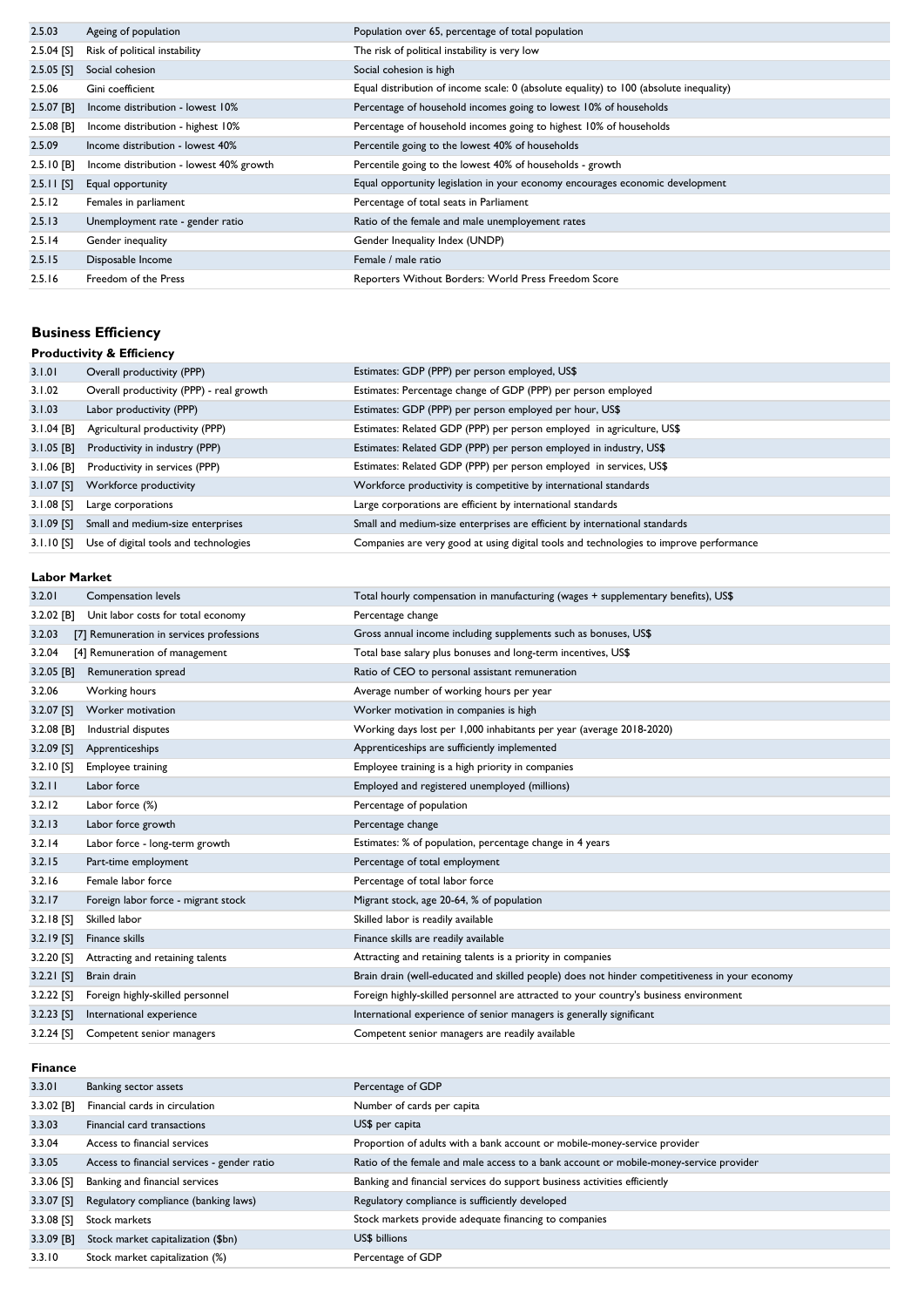| | | |
|---|---|---|
| 2.5.03 | Ageing of population | Population over 65, percentage of total population |
| 2.5.04 [S] | Risk of political instability | The risk of political instability is very low |
| 2.5.05 [S] | Social cohesion | Social cohesion is high |
| 2.5.06 | Gini coefficient | Equal distribution of income scale: 0 (absolute equality) to 100 (absolute inequality) |
| 2.5.07 [B] | Income distribution - lowest 10% | Percentage of household incomes going to lowest 10% of households |
| 2.5.08 [B] | Income distribution - highest 10% | Percentage of household incomes going to highest 10% of households |
| 2.5.09 | Income distribution - lowest 40% | Percentile going to the lowest 40% of households |
| 2.5.10 [B] | Income distribution - lowest 40% growth | Percentile going to the lowest 40% of households - growth |
| 2.5.11 [S] | Equal opportunity | Equal opportunity legislation in your economy encourages economic development |
| 2.5.12 | Females in parliament | Percentage of total seats in Parliament |
| 2.5.13 | Unemployment rate - gender ratio | Ratio of the female and male unemployement rates |
| 2.5.14 | Gender inequality | Gender Inequality Index (UNDP) |
| 2.5.15 | Disposable Income | Female / male ratio |
| 2.5.16 | Freedom of the Press | Reporters Without Borders: World Press Freedom Score |

## Business Efficiency

### Productivity & Efficiency

| | | |
|---|---|---|
| 3.1.01 | Overall productivity (PPP) | Estimates: GDP (PPP) per person employed, US$ |
| 3.1.02 | Overall productivity (PPP) - real growth | Estimates: Percentage change of GDP (PPP) per person employed |
| 3.1.03 | Labor productivity (PPP) | Estimates: GDP (PPP) per person employed per hour, US$ |
| 3.1.04 [B] | Agricultural productivity (PPP) | Estimates: Related GDP (PPP) per person employed in agriculture, US$ |
| 3.1.05 [B] | Productivity in industry (PPP) | Estimates: Related GDP (PPP) per person employed in industry, US$ |
| 3.1.06 [B] | Productivity in services (PPP) | Estimates: Related GDP (PPP) per person employed in services, US$ |
| 3.1.07 [S] | Workforce productivity | Workforce productivity is competitive by international standards |
| 3.1.08 [S] | Large corporations | Large corporations are efficient by international standards |
| 3.1.09 [S] | Small and medium-size enterprises | Small and medium-size enterprises are efficient by international standards |
| 3.1.10 [S] | Use of digital tools and technologies | Companies are very good at using digital tools and technologies to improve performance |

### Labor Market

| | | |
|---|---|---|
| 3.2.01 | Compensation levels | Total hourly compensation in manufacturing (wages + supplementary benefits), US$ |
| 3.2.02 [B] | Unit labor costs for total economy | Percentage change |
| 3.2.03 | [7] Remuneration in services professions | Gross annual income including supplements such as bonuses, US$ |
| 3.2.04 | [4] Remuneration of management | Total base salary plus bonuses and long-term incentives, US$ |
| 3.2.05 [B] | Remuneration spread | Ratio of CEO to personal assistant remuneration |
| 3.2.06 | Working hours | Average number of working hours per year |
| 3.2.07 [S] | Worker motivation | Worker motivation in companies is high |
| 3.2.08 [B] | Industrial disputes | Working days lost per 1,000 inhabitants per year (average 2018-2020) |
| 3.2.09 [S] | Apprenticeships | Apprenticeships are sufficiently implemented |
| 3.2.10 [S] | Employee training | Employee training is a high priority in companies |
| 3.2.11 | Labor force | Employed and registered unemployed (millions) |
| 3.2.12 | Labor force (%) | Percentage of population |
| 3.2.13 | Labor force growth | Percentage change |
| 3.2.14 | Labor force - long-term growth | Estimates: % of population, percentage change in 4 years |
| 3.2.15 | Part-time employment | Percentage of total employment |
| 3.2.16 | Female labor force | Percentage of total labor force |
| 3.2.17 | Foreign labor force - migrant stock | Migrant stock, age 20-64, % of population |
| 3.2.18 [S] | Skilled labor | Skilled labor is readily available |
| 3.2.19 [S] | Finance skills | Finance skills are readily available |
| 3.2.20 [S] | Attracting and retaining talents | Attracting and retaining talents is a priority in companies |
| 3.2.21 [S] | Brain drain | Brain drain (well-educated and skilled people) does not hinder competitiveness in your economy |
| 3.2.22 [S] | Foreign highly-skilled personnel | Foreign highly-skilled personnel are attracted to your country's business environment |
| 3.2.23 [S] | International experience | International experience of senior managers is generally significant |
| 3.2.24 [S] | Competent senior managers | Competent senior managers are readily available |

### Finance

| | | |
|---|---|---|
| 3.3.01 | Banking sector assets | Percentage of GDP |
| 3.3.02 [B] | Financial cards in circulation | Number of cards per capita |
| 3.3.03 | Financial card transactions | US$ per capita |
| 3.3.04 | Access to financial services | Proportion of adults with a bank account or mobile-money-service provider |
| 3.3.05 | Access to financial services - gender ratio | Ratio of the female and male access to a bank account or mobile-money-service provider |
| 3.3.06 [S] | Banking and financial services | Banking and financial services do support business activities efficiently |
| 3.3.07 [S] | Regulatory compliance (banking laws) | Regulatory compliance is sufficiently developed |
| 3.3.08 [S] | Stock markets | Stock markets provide adequate financing to companies |
| 3.3.09 [B] | Stock market capitalization ($bn) | US$ billions |
| 3.3.10 | Stock market capitalization (%) | Percentage of GDP |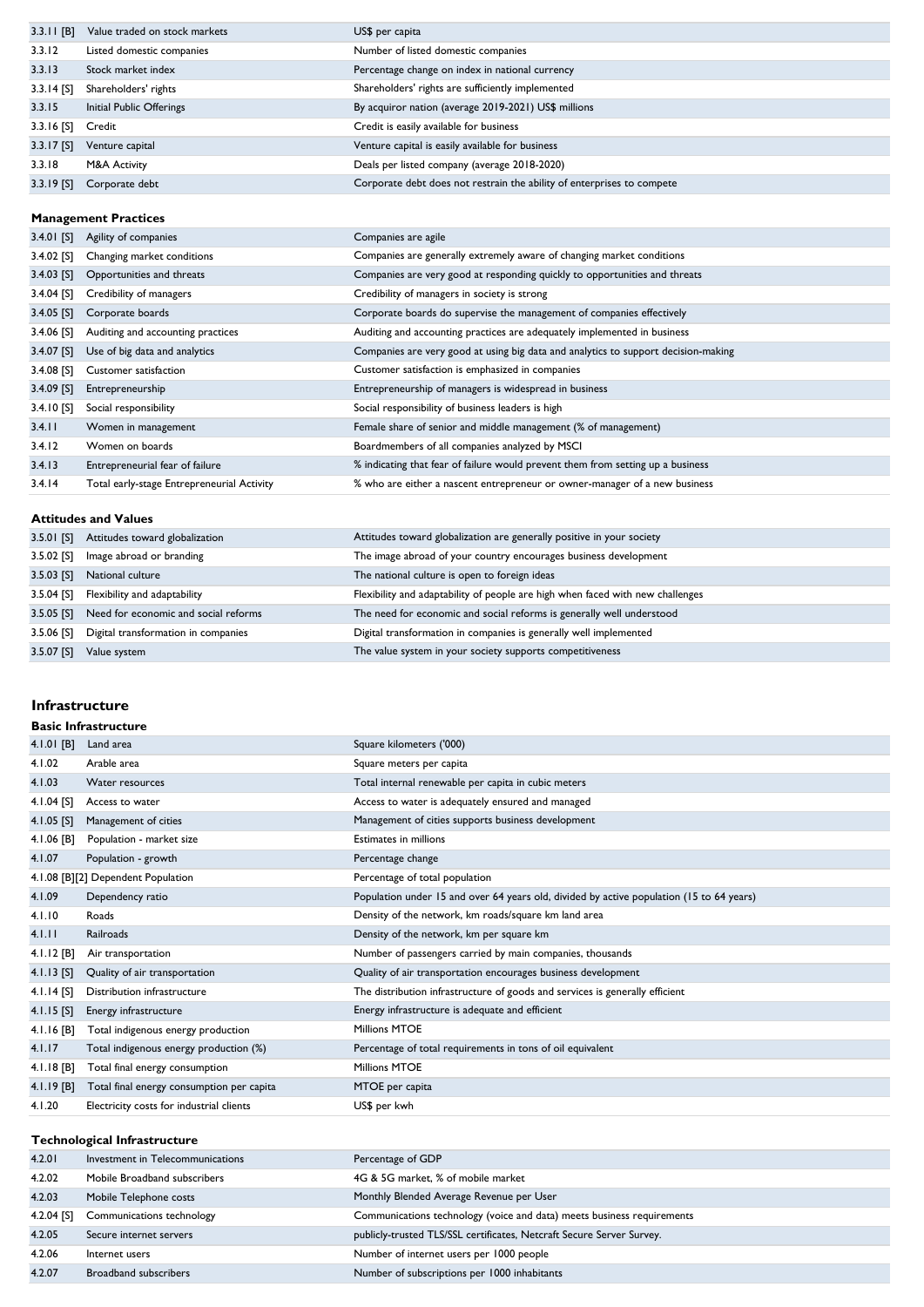| | | |
|---|---|---|
| 3.3.11 [B] | Value traded on stock markets | US$ per capita |
| 3.3.12 | Listed domestic companies | Number of listed domestic companies |
| 3.3.13 | Stock market index | Percentage change on index in national currency |
| 3.3.14 [S] | Shareholders' rights | Shareholders' rights are sufficiently implemented |
| 3.3.15 | Initial Public Offerings | By acquiror nation (average 2019-2021) US$ millions |
| 3.3.16 [S] | Credit | Credit is easily available for business |
| 3.3.17 [S] | Venture capital | Venture capital is easily available for business |
| 3.3.18 | M&A Activity | Deals per listed company (average 2018-2020) |
| 3.3.19 [S] | Corporate debt | Corporate debt does not restrain the ability of enterprises to compete |

### Management Practices

| | | |
|---|---|---|
| 3.4.01 [S] | Agility of companies | Companies are agile |
| 3.4.02 [S] | Changing market conditions | Companies are generally extremely aware of changing market conditions |
| 3.4.03 [S] | Opportunities and threats | Companies are very good at responding quickly to opportunities and threats |
| 3.4.04 [S] | Credibility of managers | Credibility of managers in society is strong |
| 3.4.05 [S] | Corporate boards | Corporate boards do supervise the management of companies effectively |
| 3.4.06 [S] | Auditing and accounting practices | Auditing and accounting practices are adequately implemented in business |
| 3.4.07 [S] | Use of big data and analytics | Companies are very good at using big data and analytics to support decision-making |
| 3.4.08 [S] | Customer satisfaction | Customer satisfaction is emphasized in companies |
| 3.4.09 [S] | Entrepreneurship | Entrepreneurship of managers is widespread in business |
| 3.4.10 [S] | Social responsibility | Social responsibility of business leaders is high |
| 3.4.11 | Women in management | Female share of senior and middle management (% of management) |
| 3.4.12 | Women on boards | Boardmembers of all companies analyzed by MSCI |
| 3.4.13 | Entrepreneurial fear of failure | % indicating that fear of failure would prevent them from setting up a business |
| 3.4.14 | Total early-stage Entrepreneurial Activity | % who are either a nascent entrepreneur or owner-manager of a new business |

### Attitudes and Values

| | | |
|---|---|---|
| 3.5.01 [S] | Attitudes toward globalization | Attitudes toward globalization are generally positive in your society |
| 3.5.02 [S] | Image abroad or branding | The image abroad of your country encourages business development |
| 3.5.03 [S] | National culture | The national culture is open to foreign ideas |
| 3.5.04 [S] | Flexibility and adaptability | Flexibility and adaptability of people are high when faced with new challenges |
| 3.5.05 [S] | Need for economic and social reforms | The need for economic and social reforms is generally well understood |
| 3.5.06 [S] | Digital transformation in companies | Digital transformation in companies is generally well implemented |
| 3.5.07 [S] | Value system | The value system in your society supports competitiveness |

## Infrastructure

### Basic Infrastructure

| | | |
|---|---|---|
| 4.1.01 [B] | Land area | Square kilometers ('000) |
| 4.1.02 | Arable area | Square meters per capita |
| 4.1.03 | Water resources | Total internal renewable per capita in cubic meters |
| 4.1.04 [S] | Access to water | Access to water is adequately ensured and managed |
| 4.1.05 [S] | Management of cities | Management of cities supports business development |
| 4.1.06 [B] | Population - market size | Estimates in millions |
| 4.1.07 | Population - growth | Percentage change |
| 4.1.08 [B][2] | Dependent Population | Percentage of total population |
| 4.1.09 | Dependency ratio | Population under 15 and over 64 years old, divided by active population (15 to 64 years) |
| 4.1.10 | Roads | Density of the network, km roads/square km land area |
| 4.1.11 | Railroads | Density of the network, km per square km |
| 4.1.12 [B] | Air transportation | Number of passengers carried by main companies, thousands |
| 4.1.13 [S] | Quality of air transportation | Quality of air transportation encourages business development |
| 4.1.14 [S] | Distribution infrastructure | The distribution infrastructure of goods and services is generally efficient |
| 4.1.15 [S] | Energy infrastructure | Energy infrastructure is adequate and efficient |
| 4.1.16 [B] | Total indigenous energy production | Millions MTOE |
| 4.1.17 | Total indigenous energy production (%) | Percentage of total requirements in tons of oil equivalent |
| 4.1.18 [B] | Total final energy consumption | Millions MTOE |
| 4.1.19 [B] | Total final energy consumption per capita | MTOE per capita |
| 4.1.20 | Electricity costs for industrial clients | US$ per kwh |

### Technological Infrastructure

| | | |
|---|---|---|
| 4.2.01 | Investment in Telecommunications | Percentage of GDP |
| 4.2.02 | Mobile Broadband subscribers | 4G & 5G market, % of mobile market |
| 4.2.03 | Mobile Telephone costs | Monthly Blended Average Revenue per User |
| 4.2.04 [S] | Communications technology | Communications technology (voice and data) meets business requirements |
| 4.2.05 | Secure internet servers | publicly-trusted TLS/SSL certificates, Netcraft Secure Server Survey. |
| 4.2.06 | Internet users | Number of internet users per 1000 people |
| 4.2.07 | Broadband subscribers | Number of subscriptions per 1000 inhabitants |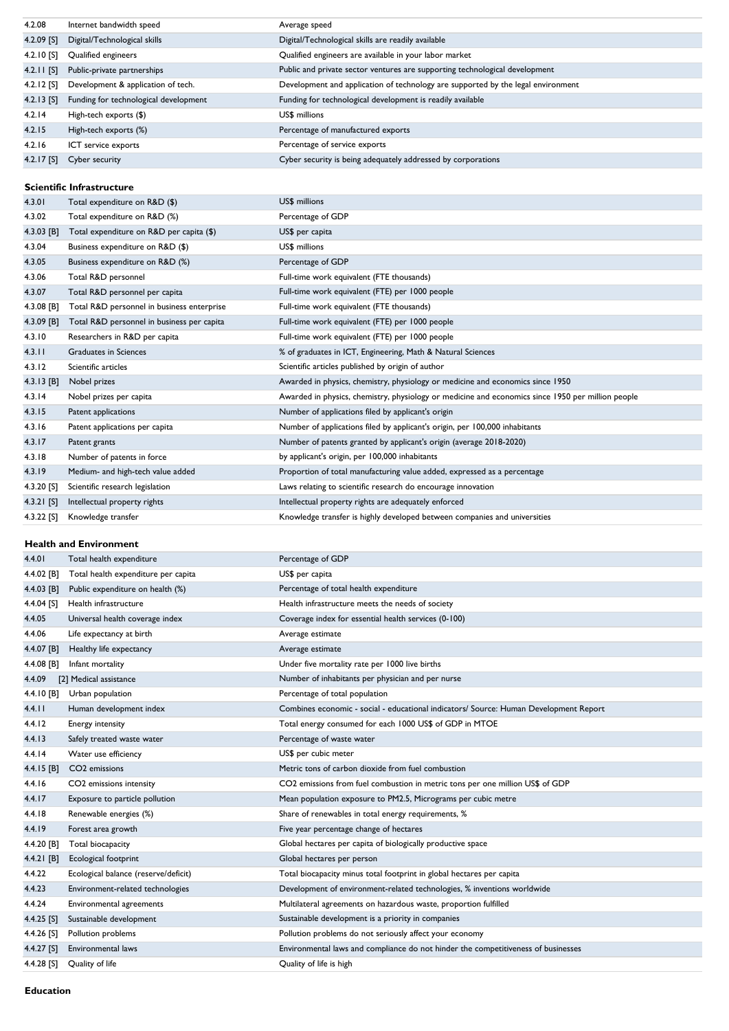| | | |
|---|---|---|
| 4.2.08 | Internet bandwidth speed | Average speed |
| 4.2.09 [S] | Digital/Technological skills | Digital/Technological skills are readily available |
| 4.2.10 [S] | Qualified engineers | Qualified engineers are available in your labor market |
| 4.2.11 [S] | Public-private partnerships | Public and private sector ventures are supporting technological development |
| 4.2.12 [S] | Development & application of tech. | Development and application of technology are supported by the legal environment |
| 4.2.13 [S] | Funding for technological development | Funding for technological development is readily available |
| 4.2.14 | High-tech exports ($) | US$ millions |
| 4.2.15 | High-tech exports (%) | Percentage of manufactured exports |
| 4.2.16 | ICT service exports | Percentage of service exports |
| 4.2.17 [S] | Cyber security | Cyber security is being adequately addressed by corporations |

**Scientific Infrastructure**

| | | |
|---|---|---|
| 4.3.01 | Total expenditure on R&D ($) | US$ millions |
| 4.3.02 | Total expenditure on R&D (%) | Percentage of GDP |
| 4.3.03 [B] | Total expenditure on R&D per capita ($) | US$ per capita |
| 4.3.04 | Business expenditure on R&D ($) | US$ millions |
| 4.3.05 | Business expenditure on R&D (%) | Percentage of GDP |
| 4.3.06 | Total R&D personnel | Full-time work equivalent (FTE thousands) |
| 4.3.07 | Total R&D personnel per capita | Full-time work equivalent (FTE) per 1000 people |
| 4.3.08 [B] | Total R&D personnel in business enterprise | Full-time work equivalent (FTE thousands) |
| 4.3.09 [B] | Total R&D personnel in business per capita | Full-time work equivalent (FTE) per 1000 people |
| 4.3.10 | Researchers in R&D per capita | Full-time work equivalent (FTE) per 1000 people |
| 4.3.11 | Graduates in Sciences | % of graduates in ICT, Engineering, Math & Natural Sciences |
| 4.3.12 | Scientific articles | Scientific articles published by origin of author |
| 4.3.13 [B] | Nobel prizes | Awarded in physics, chemistry, physiology or medicine and economics since 1950 |
| 4.3.14 | Nobel prizes per capita | Awarded in physics, chemistry, physiology or medicine and economics since 1950 per million people |
| 4.3.15 | Patent applications | Number of applications filed by applicant's origin |
| 4.3.16 | Patent applications per capita | Number of applications filed by applicant's origin, per 100,000 inhabitants |
| 4.3.17 | Patent grants | Number of patents granted by applicant's origin (average 2018-2020) |
| 4.3.18 | Number of patents in force | by applicant's origin, per 100,000 inhabitants |
| 4.3.19 | Medium- and high-tech value added | Proportion of total manufacturing value added, expressed as a percentage |
| 4.3.20 [S] | Scientific research legislation | Laws relating to scientific research do encourage innovation |
| 4.3.21 [S] | Intellectual property rights | Intellectual property rights are adequately enforced |
| 4.3.22 [S] | Knowledge transfer | Knowledge transfer is highly developed between companies and universities |

**Health and Environment**

| | | |
|---|---|---|
| 4.4.01 | Total health expenditure | Percentage of GDP |
| 4.4.02 [B] | Total health expenditure per capita | US$ per capita |
| 4.4.03 [B] | Public expenditure on health (%) | Percentage of total health expenditure |
| 4.4.04 [S] | Health infrastructure | Health infrastructure meets the needs of society |
| 4.4.05 | Universal health coverage index | Coverage index for essential health services (0-100) |
| 4.4.06 | Life expectancy at birth | Average estimate |
| 4.4.07 [B] | Healthy life expectancy | Average estimate |
| 4.4.08 [B] | Infant mortality | Under five mortality rate per 1000 live births |
| 4.4.09 | [2] Medical assistance | Number of inhabitants per physician and per nurse |
| 4.4.10 [B] | Urban population | Percentage of total population |
| 4.4.11 | Human development index | Combines economic - social - educational indicators/ Source: Human Development Report |
| 4.4.12 | Energy intensity | Total energy consumed for each 1000 US$ of GDP in MTOE |
| 4.4.13 | Safely treated waste water | Percentage of waste water |
| 4.4.14 | Water use efficiency | US$ per cubic meter |
| 4.4.15 [B] | $CO_2$ emissions | Metric tons of carbon dioxide from fuel combustion |
| 4.4.16 | $CO_2$ emissions intensity | $CO_2$ emissions from fuel combustion in metric tons per one million US$ of GDP |
| 4.4.17 | Exposure to particle pollution | Mean population exposure to PM2.5, Micrograms per cubic metre |
| 4.4.18 | Renewable energies (%) | Share of renewables in total energy requirements, % |
| 4.4.19 | Forest area growth | Five year percentage change of hectares |
| 4.4.20 [B] | Total biocapacity | Global hectares per capita of biologically productive space |
| 4.4.21 [B] | Ecological footprint | Global hectares per person |
| 4.4.22 | Ecological balance (reserve/deficit) | Total biocapacity minus total footprint in global hectares per capita |
| 4.4.23 | Environment-related technologies | Development of environment-related technologies, % inventions worldwide |
| 4.4.24 | Environmental agreements | Multilateral agreements on hazardous waste, proportion fulfilled |
| 4.4.25 [S] | Sustainable development | Sustainable development is a priority in companies |
| 4.4.26 [S] | Pollution problems | Pollution problems do not seriously affect your economy |
| 4.4.27 [S] | Environmental laws | Environmental laws and compliance do not hinder the competitiveness of businesses |
| 4.4.28 [S] | Quality of life | Quality of life is high |

**Education**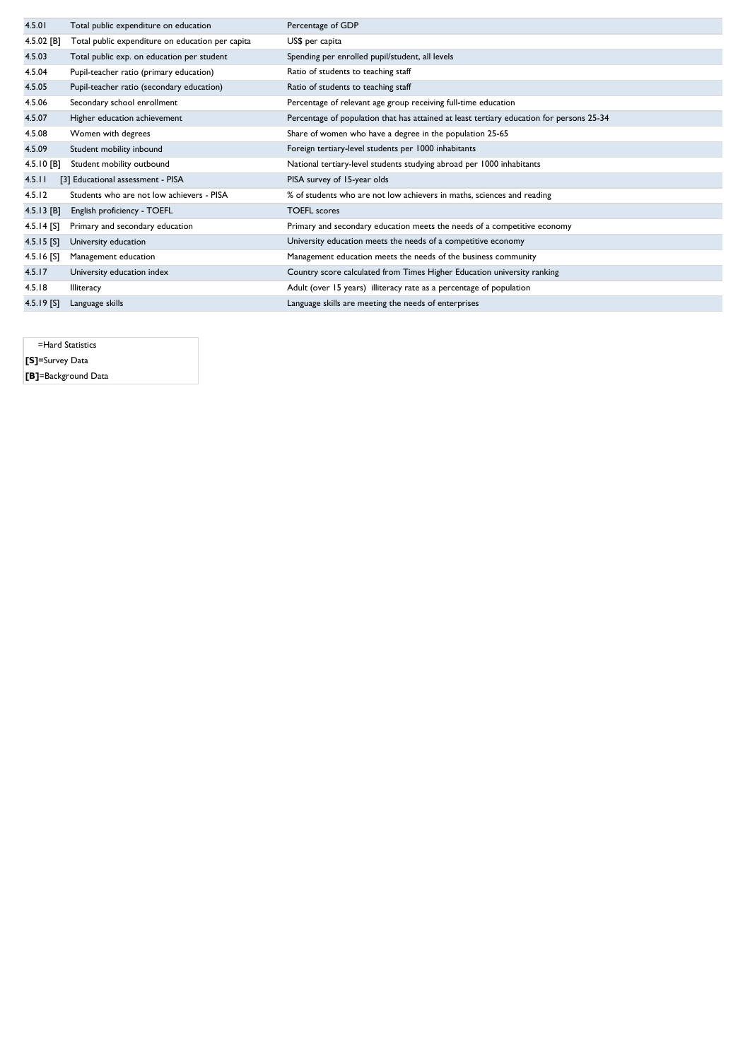| | | |
|---|---|---|
| 4.5.01 | Total public expenditure on education | Percentage of GDP |
| 4.5.02 [B] | Total public expenditure on education per capita | US$ per capita |
| 4.5.03 | Total public exp. on education per student | Spending per enrolled pupil/student, all levels |
| 4.5.04 | Pupil-teacher ratio (primary education) | Ratio of students to teaching staff |
| 4.5.05 | Pupil-teacher ratio (secondary education) | Ratio of students to teaching staff |
| 4.5.06 | Secondary school enrollment | Percentage of relevant age group receiving full-time education |
| 4.5.07 | Higher education achievement | Percentage of population that has attained at least tertiary education for persons 25-34 |
| 4.5.08 | Women with degrees | Share of women who have a degree in the population 25-65 |
| 4.5.09 | Student mobility inbound | Foreign tertiary-level students per 1000 inhabitants |
| 4.5.10 [B] | Student mobility outbound | National tertiary-level students studying abroad per 1000 inhabitants |
| 4.5.11 | [3] Educational assessment - PISA | PISA survey of 15-year olds |
| 4.5.12 | Students who are not low achievers - PISA | % of students who are not low achievers in maths, sciences and reading |
| 4.5.13 [B] | English proficiency - TOEFL | TOEFL scores |
| 4.5.14 [S] | Primary and secondary education | Primary and secondary education meets the needs of a competitive economy |
| 4.5.15 [S] | University education | University education meets the needs of a competitive economy |
| 4.5.16 [S] | Management education | Management education meets the needs of the business community |
| 4.5.17 | University education index | Country score calculated from Times Higher Education university ranking |
| 4.5.18 | Illiteracy | Adult (over 15 years) illiteracy rate as a percentage of population |
| 4.5.19 [S] | Language skills | Language skills are meeting the needs of enterprises |

=Hard Statistics
**[S]**=Survey Data
**[B]**=Background Data